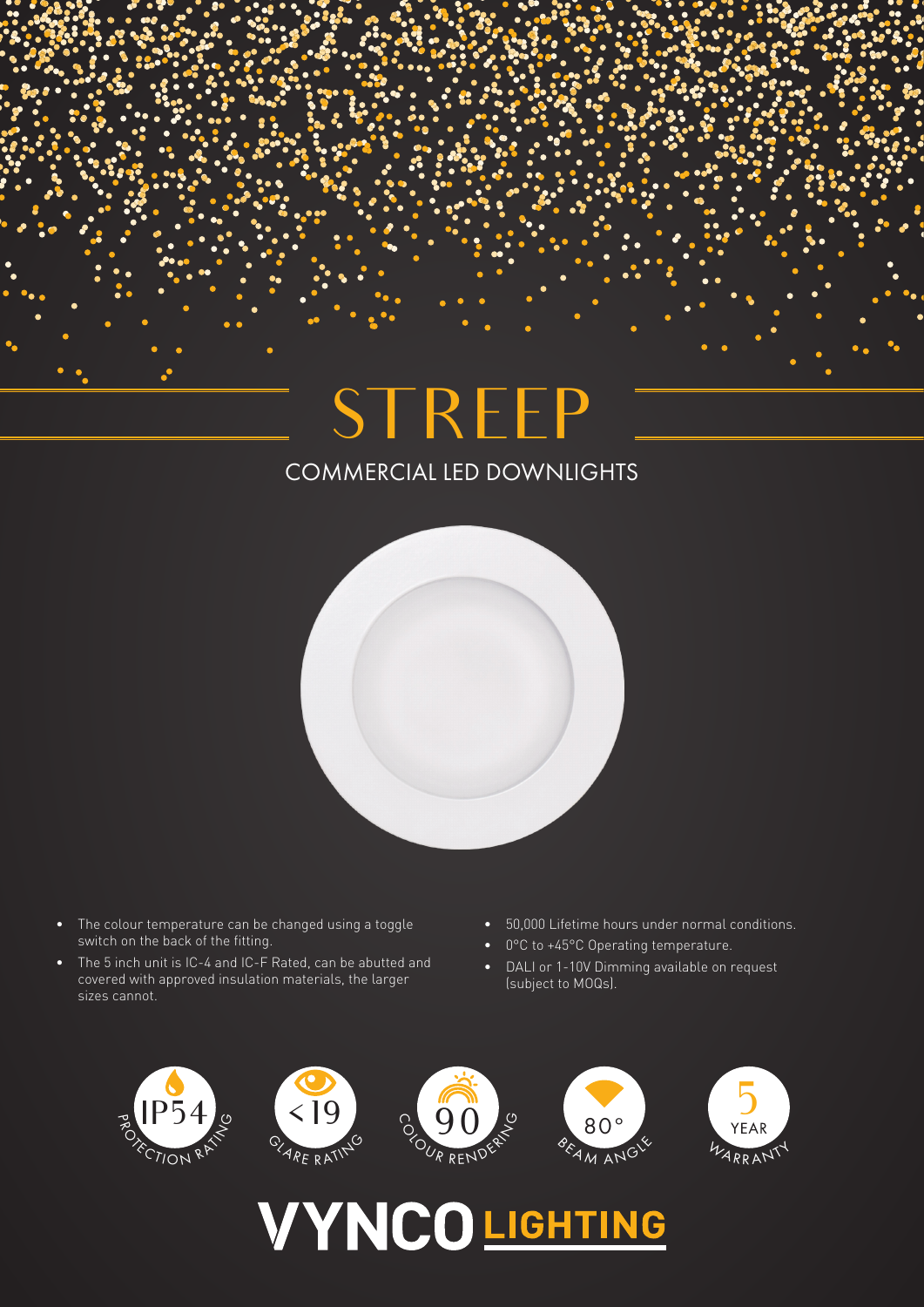# STREEP

## COMMERCIAL LED DOWNLIGHTS

- The colour temperature can be changed using a toggle switch on the back of the fitting.
- The 5 inch unit is IC-4 and IC-F Rated, can be abutted and covered with approved insulation materials, the larger sizes cannot.
- 50,000 Lifetime hours under normal conditions.
- 0°C to +45°C Operating temperature.
- DALI or 1-10V Dimming available on request (subject to MOQs).

IP54 PROTECTION RATING

<19 GLARE RATING

90 COLOUR RENDERING

80° BEAM ANGLE

5 YEAR WARRANTY

VYNCO LIGHTING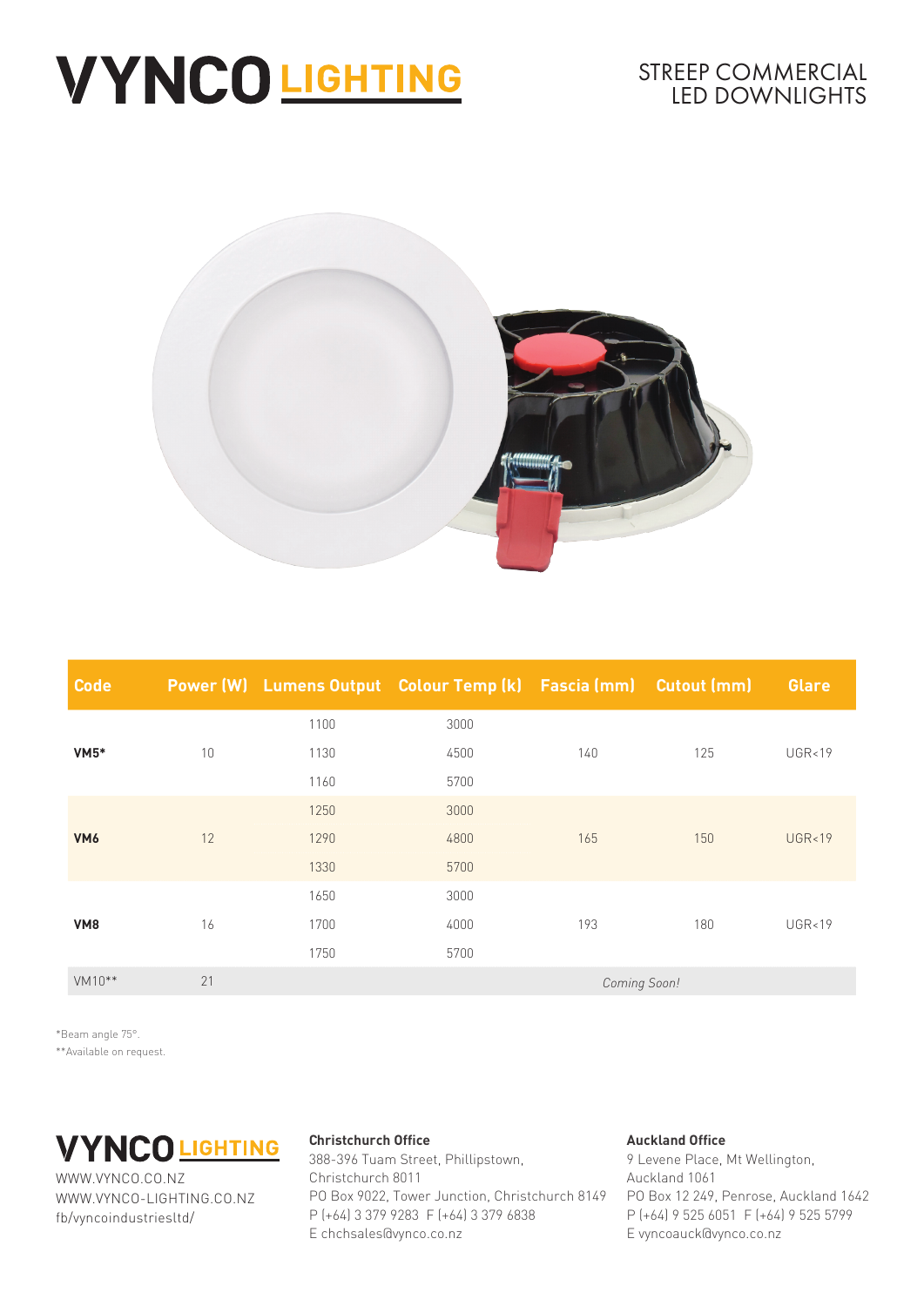# VYNCO LIGHTING

## STREEP COMMERCIAL LED DOWNLIGHTS

| Code | Power (W) | Lumens Output | Colour Temp (k) | Fascia (mm) | Cutout (mm) | Glare |
|---|---|---|---|---|---|---|
| VM5* | 10 | 1100 | 3000 | 140 | 125 | UGR<19 |
| | | 1130 | 4500 | | | |
| | | 1160 | 5700 | | | |
| VM6 | 12 | 1250 | 3000 | 165 | 150 | UGR<19 |
| | | 1290 | 4800 | | | |
| | | 1330 | 5700 | | | |
| VM8 | 16 | 1650 | 3000 | 193 | 180 | UGR<19 |
| | | 1700 | 4000 | | | |
| | | 1750 | 5700 | | | |
| VM10** | 21 | | | *Coming Soon!* | | |

*Beam angle 75°.

**Available on request.

**VYNCO LIGHTING**

WWW.VYNCO.CO.NZ
WWW.VYNCO-LIGHTING.CO.NZ
fb/vyncoindustriesltd/

**Christchurch Office**
388-396 Tuam Street, Phillipstown,
Christchurch 8011
PO Box 9022, Tower Junction, Christchurch 8149
P (+64) 3 379 9283 F (+64) 3 379 6838
E chchsales@vynco.co.nz

**Auckland Office**
9 Levene Place, Mt Wellington,
Auckland 1061
PO Box 12 249, Penrose, Auckland 1642
P (+64) 9 525 6051 F (+64) 9 525 5799
E vyncoauck@vynco.co.nz